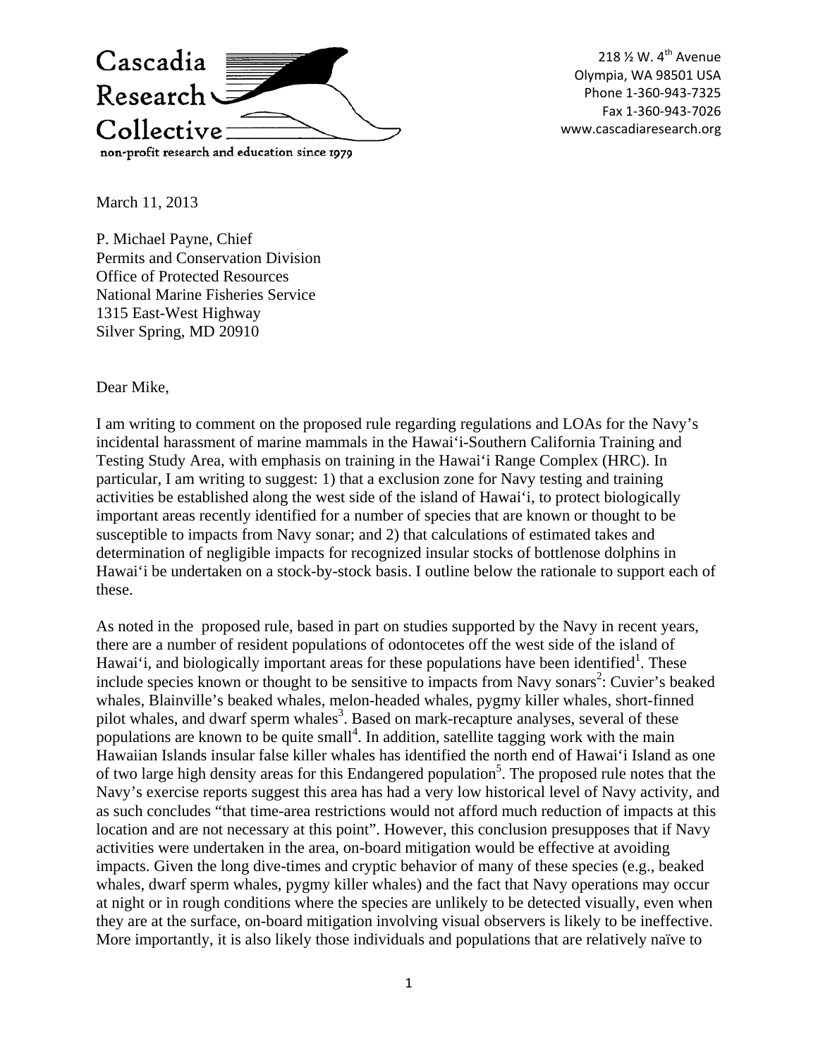Cascadia Research Collective

non-profit research and education since 1979

218 ½ W. 4th Avenue
Olympia, WA 98501 USA
Phone 1-360-943-7325
Fax 1-360-943-7026
www.cascadiaresearch.org

March 11, 2013

P. Michael Payne, Chief
Permits and Conservation Division
Office of Protected Resources
National Marine Fisheries Service
1315 East-West Highway
Silver Spring, MD 20910

Dear Mike,

I am writing to comment on the proposed rule regarding regulations and LOAs for the Navy's incidental harassment of marine mammals in the Hawai'i-Southern California Training and Testing Study Area, with emphasis on training in the Hawai'i Range Complex (HRC). In particular, I am writing to suggest: 1) that a exclusion zone for Navy testing and training activities be established along the west side of the island of Hawai'i, to protect biologically important areas recently identified for a number of species that are known or thought to be susceptible to impacts from Navy sonar; and 2) that calculations of estimated takes and determination of negligible impacts for recognized insular stocks of bottlenose dolphins in Hawai'i be undertaken on a stock-by-stock basis. I outline below the rationale to support each of these.

As noted in the proposed rule, based in part on studies supported by the Navy in recent years, there are a number of resident populations of odontocetes off the west side of the island of Hawai'i, and biologically important areas for these populations have been identified[1]. These include species known or thought to be sensitive to impacts from Navy sonars[2]: Cuvier's beaked whales, Blainville's beaked whales, melon-headed whales, pygmy killer whales, short-finned pilot whales, and dwarf sperm whales[3]. Based on mark-recapture analyses, several of these populations are known to be quite small[4]. In addition, satellite tagging work with the main Hawaiian Islands insular false killer whales has identified the north end of Hawai'i Island as one of two large high density areas for this Endangered population[5]. The proposed rule notes that the Navy's exercise reports suggest this area has had a very low historical level of Navy activity, and as such concludes "that time-area restrictions would not afford much reduction of impacts at this location and are not necessary at this point". However, this conclusion presupposes that if Navy activities were undertaken in the area, on-board mitigation would be effective at avoiding impacts. Given the long dive-times and cryptic behavior of many of these species (e.g., beaked whales, dwarf sperm whales, pygmy killer whales) and the fact that Navy operations may occur at night or in rough conditions where the species are unlikely to be detected visually, even when they are at the surface, on-board mitigation involving visual observers is likely to be ineffective. More importantly, it is also likely those individuals and populations that are relatively naïve to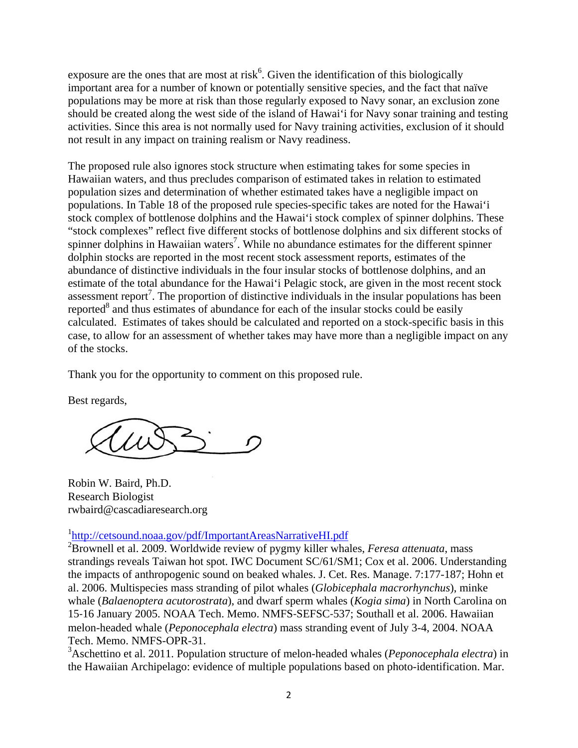exposure are the ones that are most at risk[6]. Given the identification of this biologically important area for a number of known or potentially sensitive species, and the fact that naïve populations may be more at risk than those regularly exposed to Navy sonar, an exclusion zone should be created along the west side of the island of Hawai‘i for Navy sonar training and testing activities. Since this area is not normally used for Navy training activities, exclusion of it should not result in any impact on training realism or Navy readiness.

The proposed rule also ignores stock structure when estimating takes for some species in Hawaiian waters, and thus precludes comparison of estimated takes in relation to estimated population sizes and determination of whether estimated takes have a negligible impact on populations. In Table 18 of the proposed rule species-specific takes are noted for the Hawai‘i stock complex of bottlenose dolphins and the Hawai‘i stock complex of spinner dolphins. These "stock complexes" reflect five different stocks of bottlenose dolphins and six different stocks of spinner dolphins in Hawaiian waters[7]. While no abundance estimates for the different spinner dolphin stocks are reported in the most recent stock assessment reports, estimates of the abundance of distinctive individuals in the four insular stocks of bottlenose dolphins, and an estimate of the total abundance for the Hawai‘i Pelagic stock, are given in the most recent stock assessment report[7]. The proportion of distinctive individuals in the insular populations has been reported[8] and thus estimates of abundance for each of the insular stocks could be easily calculated. Estimates of takes should be calculated and reported on a stock-specific basis in this case, to allow for an assessment of whether takes may have more than a negligible impact on any of the stocks.

Thank you for the opportunity to comment on this proposed rule.

Best regards,

Robin W. Baird, Ph.D.
Research Biologist
rwbaird@cascadiaresearch.org

[1]http://cetsound.noaa.gov/pdf/ImportantAreasNarrativeHI.pdf

[2]Brownell et al. 2009. Worldwide review of pygmy killer whales, *Feresa attenuata*, mass strandings reveals Taiwan hot spot. IWC Document SC/61/SM1; Cox et al. 2006. Understanding the impacts of anthropogenic sound on beaked whales. J. Cet. Res. Manage. 7:177-187; Hohn et al. 2006. Multispecies mass stranding of pilot whales (*Globicephala macrorhynchus*), minke whale (*Balaenoptera acutorostrata*), and dwarf sperm whales (*Kogia sima*) in North Carolina on 15-16 January 2005. NOAA Tech. Memo. NMFS-SEFSC-537; Southall et al. 2006. Hawaiian melon-headed whale (*Peponocephala electra*) mass stranding event of July 3-4, 2004. NOAA Tech. Memo. NMFS-OPR-31.

[3]Aschettino et al. 2011. Population structure of melon-headed whales (*Peponocephala electra*) in the Hawaiian Archipelago: evidence of multiple populations based on photo-identification. Mar.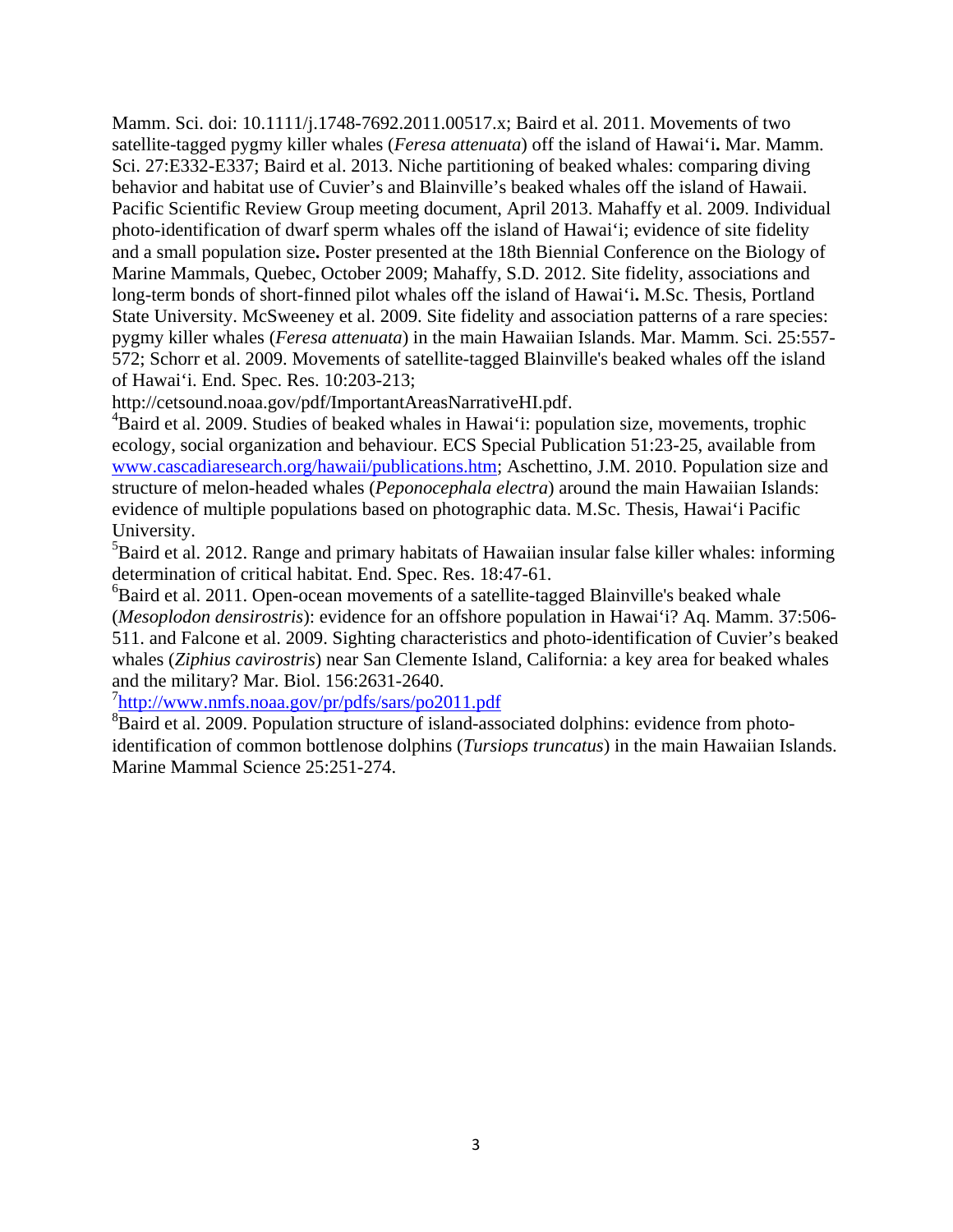Mamm. Sci. doi: 10.1111/j.1748-7692.2011.00517.x; Baird et al. 2011. Movements of two satellite-tagged pygmy killer whales (*Feresa attenuata*) off the island of Hawai'i**.** Mar. Mamm. Sci. 27:E332-E337; Baird et al. 2013. Niche partitioning of beaked whales: comparing diving behavior and habitat use of Cuvier's and Blainville's beaked whales off the island of Hawaii. Pacific Scientific Review Group meeting document, April 2013. Mahaffy et al. 2009. Individual photo-identification of dwarf sperm whales off the island of Hawai'i; evidence of site fidelity and a small population size**.** Poster presented at the 18th Biennial Conference on the Biology of Marine Mammals, Quebec, October 2009; Mahaffy, S.D. 2012. Site fidelity, associations and long-term bonds of short-finned pilot whales off the island of Hawai'i**.** M.Sc. Thesis, Portland State University. McSweeney et al. 2009. Site fidelity and association patterns of a rare species: pygmy killer whales (*Feresa attenuata*) in the main Hawaiian Islands. Mar. Mamm. Sci. 25:557-572; Schorr et al. 2009. Movements of satellite-tagged Blainville's beaked whales off the island of Hawai'i. End. Spec. Res. 10:203-213;
http://cetsound.noaa.gov/pdf/ImportantAreasNarrativeHI.pdf.

[4]Baird et al. 2009. Studies of beaked whales in Hawai'i: population size, movements, trophic ecology, social organization and behaviour. ECS Special Publication 51:23-25, available from www.cascadiaresearch.org/hawaii/publications.htm; Aschettino, J.M. 2010. Population size and structure of melon-headed whales (*Peponocephala electra*) around the main Hawaiian Islands: evidence of multiple populations based on photographic data. M.Sc. Thesis, Hawai'i Pacific University.

[5]Baird et al. 2012. Range and primary habitats of Hawaiian insular false killer whales: informing determination of critical habitat. End. Spec. Res. 18:47-61.

[6]Baird et al. 2011. Open-ocean movements of a satellite-tagged Blainville's beaked whale (*Mesoplodon densirostris*): evidence for an offshore population in Hawai'i? Aq. Mamm. 37:506-511. and Falcone et al. 2009. Sighting characteristics and photo-identification of Cuvier's beaked whales (*Ziphius cavirostris*) near San Clemente Island, California: a key area for beaked whales and the military? Mar. Biol. 156:2631-2640.

[7]http://www.nmfs.noaa.gov/pr/pdfs/sars/po2011.pdf

[8]Baird et al. 2009. Population structure of island-associated dolphins: evidence from photo-identification of common bottlenose dolphins (*Tursiops truncatus*) in the main Hawaiian Islands. Marine Mammal Science 25:251-274.